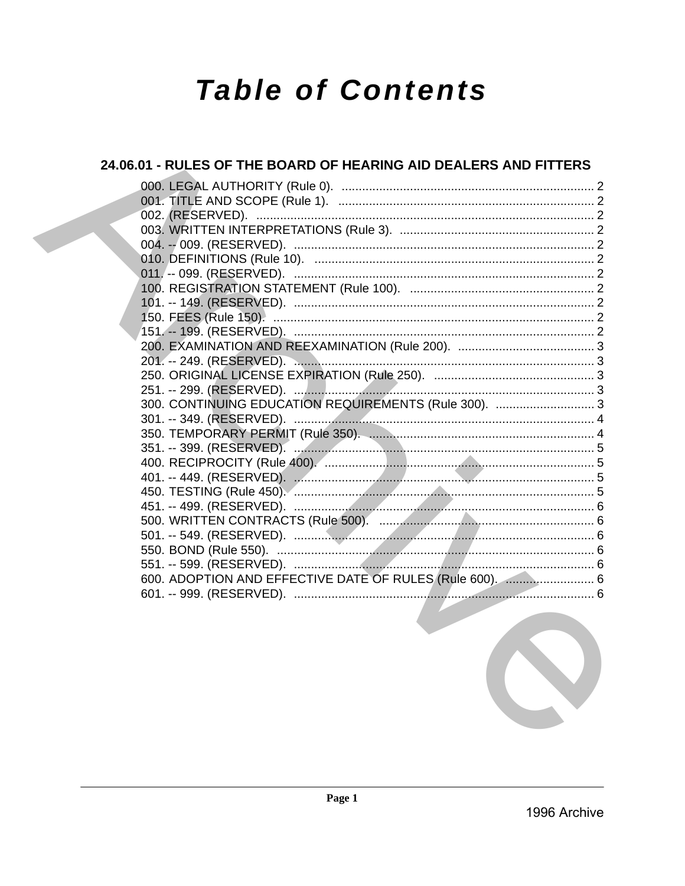# Table of Contents

## 24.06.01 - RULES OF THE BOARD OF HEARING AID DEALERS AND FITTERS

000. LEGAL AUTHORITY (Rule 0). .......... 2
001. TITLE AND SCOPE (Rule 1). .......... 2
002. (RESERVED). .......... 2
003. WRITTEN INTERPRETATIONS (Rule 3). .......... 2
004. -- 009. (RESERVED). .......... 2
010. DEFINITIONS (Rule 10). .......... 2
011. -- 099. (RESERVED). .......... 2
100. REGISTRATION STATEMENT (Rule 100). .......... 2
101. -- 149. (RESERVED). .......... 2
150. FEES (Rule 150). .......... 2
151. -- 199. (RESERVED). .......... 2
200. EXAMINATION AND REEXAMINATION (Rule 200). .......... 3
201. -- 249. (RESERVED). .......... 3
250. ORIGINAL LICENSE EXPIRATION (Rule 250). .......... 3
251. -- 299. (RESERVED). .......... 3
300. CONTINUING EDUCATION REQUIREMENTS (Rule 300). .......... 3
301. -- 349. (RESERVED). .......... 4
350. TEMPORARY PERMIT (Rule 350). .......... 4
351. -- 399. (RESERVED). .......... 5
400. RECIPROCITY (Rule 400). .......... 5
401. -- 449. (RESERVED). .......... 5
450. TESTING (Rule 450). .......... 5
451. -- 499. (RESERVED). .......... 6
500. WRITTEN CONTRACTS (Rule 500). .......... 6
501. -- 549. (RESERVED). .......... 6
550. BOND (Rule 550). .......... 6
551. -- 599. (RESERVED). .......... 6
600. ADOPTION AND EFFECTIVE DATE OF RULES (Rule 600). .......... 6
601. -- 999. (RESERVED). .......... 6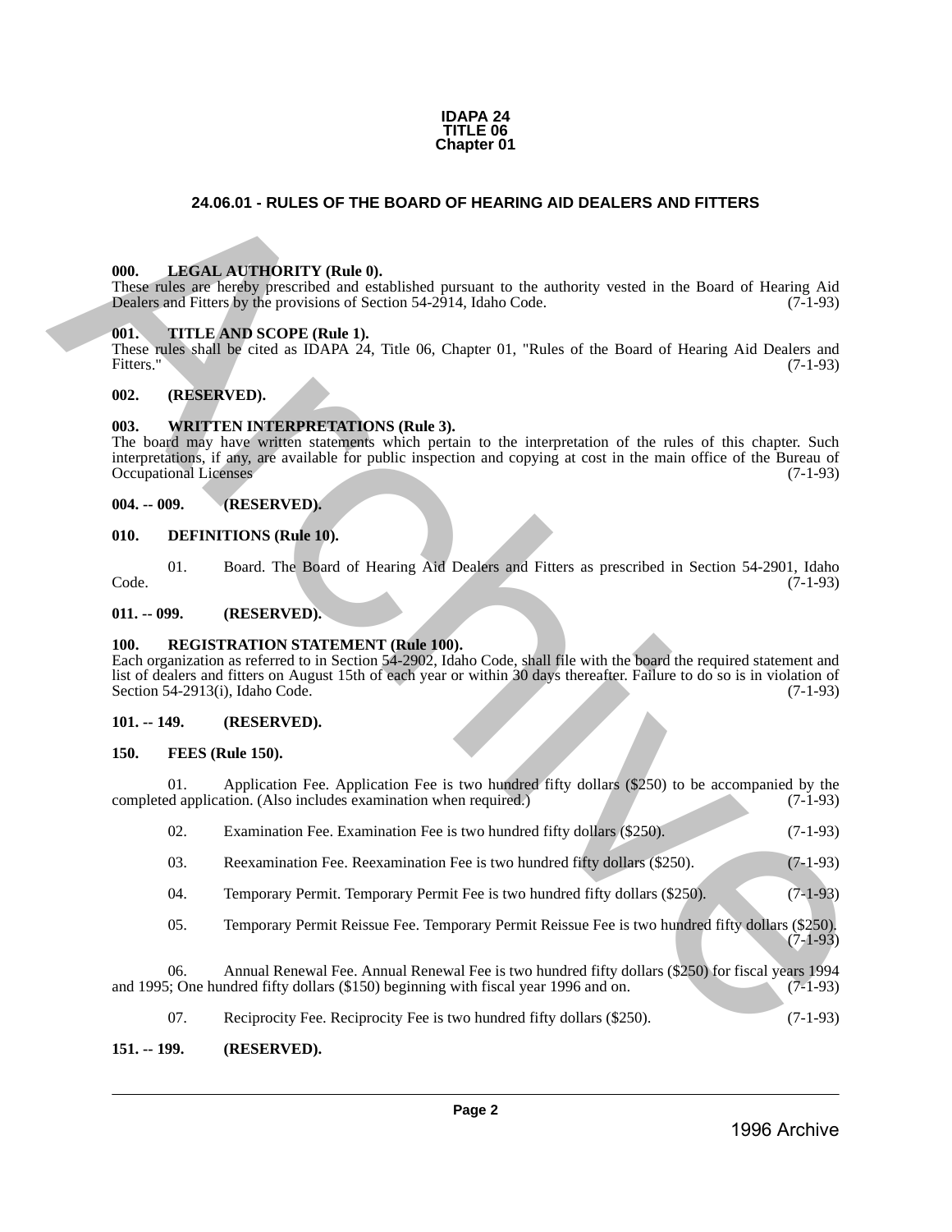**IDAPA 24**
**TITLE 06**
**Chapter 01**

## 24.06.01 - RULES OF THE BOARD OF HEARING AID DEALERS AND FITTERS

### 000. LEGAL AUTHORITY (Rule 0).

These rules are hereby prescribed and established pursuant to the authority vested in the Board of Hearing Aid Dealers and Fitters by the provisions of Section 54-2914, Idaho Code. (7-1-93)

### 001. TITLE AND SCOPE (Rule 1).

These rules shall be cited as IDAPA 24, Title 06, Chapter 01, "Rules of the Board of Hearing Aid Dealers and Fitters." (7-1-93)

### 002. (RESERVED).

### 003. WRITTEN INTERPRETATIONS (Rule 3).

The board may have written statements which pertain to the interpretation of the rules of this chapter. Such interpretations, if any, are available for public inspection and copying at cost in the main office of the Bureau of Occupational Licenses (7-1-93)

### 004. -- 009. (RESERVED).

### 010. DEFINITIONS (Rule 10).

01. Board. The Board of Hearing Aid Dealers and Fitters as prescribed in Section 54-2901, Idaho Code. (7-1-93)

### 011. -- 099. (RESERVED).

### 100. REGISTRATION STATEMENT (Rule 100).

Each organization as referred to in Section 54-2902, Idaho Code, shall file with the board the required statement and list of dealers and fitters on August 15th of each year or within 30 days thereafter. Failure to do so is in violation of Section 54-2913(i), Idaho Code. (7-1-93)

### 101. -- 149. (RESERVED).

### 150. FEES (Rule 150).

01. Application Fee. Application Fee is two hundred fifty dollars ($250) to be accompanied by the completed application. (Also includes examination when required.) (7-1-93)

02. Examination Fee. Examination Fee is two hundred fifty dollars ($250). (7-1-93)

03. Reexamination Fee. Reexamination Fee is two hundred fifty dollars ($250). (7-1-93)

04. Temporary Permit. Temporary Permit Fee is two hundred fifty dollars ($250). (7-1-93)

05. Temporary Permit Reissue Fee. Temporary Permit Reissue Fee is two hundred fifty dollars ($250). (7-1-93)

06. Annual Renewal Fee. Annual Renewal Fee is two hundred fifty dollars ($250) for fiscal years 1994 and 1995; One hundred fifty dollars ($150) beginning with fiscal year 1996 and on. (7-1-93)

07. Reciprocity Fee. Reciprocity Fee is two hundred fifty dollars ($250). (7-1-93)

### 151. -- 199. (RESERVED).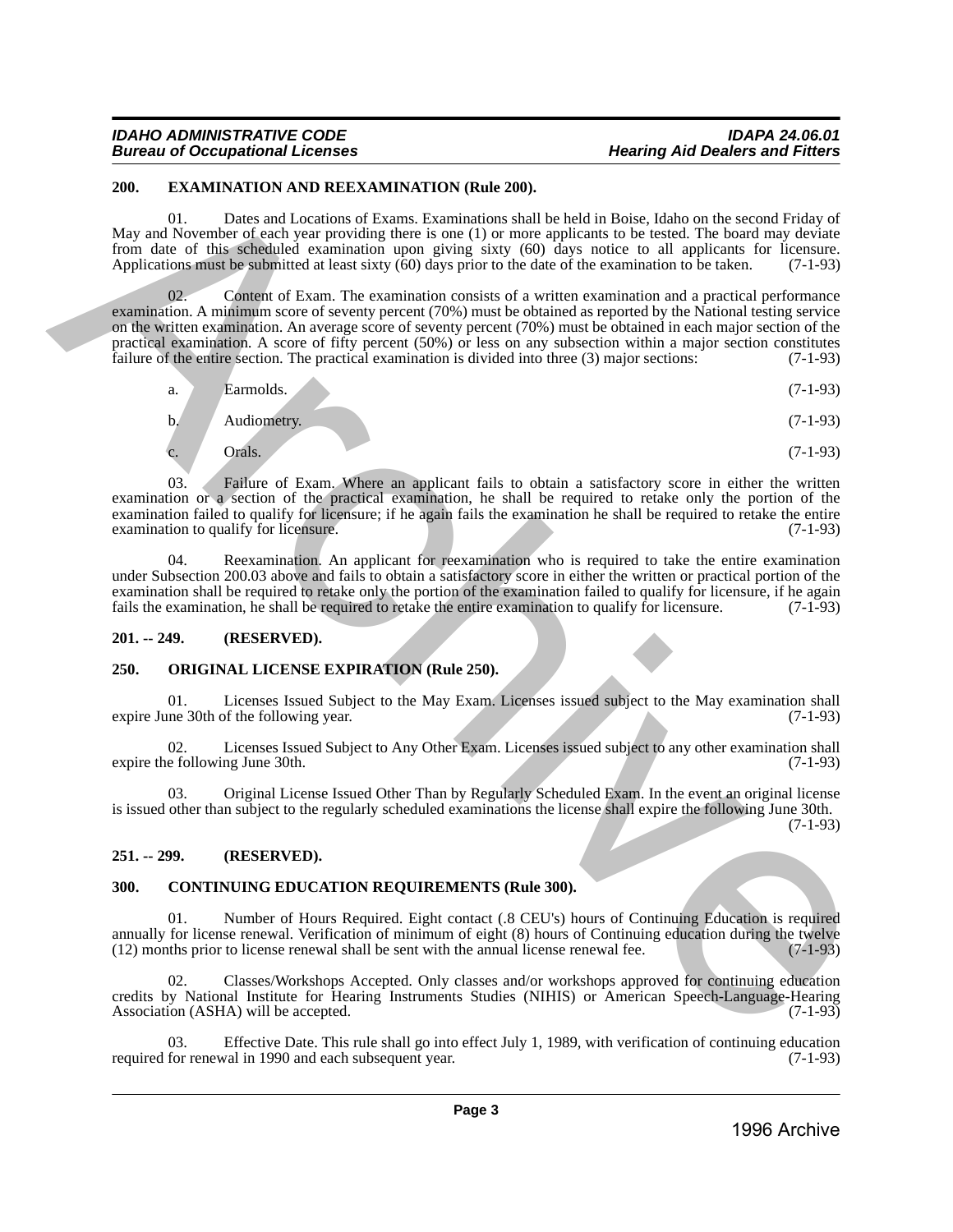## 200. EXAMINATION AND REEXAMINATION (Rule 200).

01. Dates and Locations of Exams. Examinations shall be held in Boise, Idaho on the second Friday of May and November of each year providing there is one (1) or more applicants to be tested. The board may deviate from date of this scheduled examination upon giving sixty (60) days notice to all applicants for licensure. Applications must be submitted at least sixty (60) days prior to the date of the examination to be taken. (7-1-93)

02. Content of Exam. The examination consists of a written examination and a practical performance examination. A minimum score of seventy percent (70%) must be obtained as reported by the National testing service on the written examination. An average score of seventy percent (70%) must be obtained in each major section of the practical examination. A score of fifty percent (50%) or less on any subsection within a major section constitutes failure of the entire section. The practical examination is divided into three (3) major sections: (7-1-93)

a. Earmolds. (7-1-93)

b. Audiometry. (7-1-93)

c. Orals. (7-1-93)

03. Failure of Exam. Where an applicant fails to obtain a satisfactory score in either the written examination or a section of the practical examination, he shall be required to retake only the portion of the examination failed to qualify for licensure; if he again fails the examination he shall be required to retake the entire examination to qualify for licensure. (7-1-93)

04. Reexamination. An applicant for reexamination who is required to take the entire examination under Subsection 200.03 above and fails to obtain a satisfactory score in either the written or practical portion of the examination shall be required to retake only the portion of the examination failed to qualify for licensure, if he again fails the examination, he shall be required to retake the entire examination to qualify for licensure. (7-1-93)

## 201. -- 249. (RESERVED).

## 250. ORIGINAL LICENSE EXPIRATION (Rule 250).

01. Licenses Issued Subject to the May Exam. Licenses issued subject to the May examination shall expire June 30th of the following year. (7-1-93)

02. Licenses Issued Subject to Any Other Exam. Licenses issued subject to any other examination shall expire the following June 30th. (7-1-93)

03. Original License Issued Other Than by Regularly Scheduled Exam. In the event an original license is issued other than subject to the regularly scheduled examinations the license shall expire the following June 30th. (7-1-93)

## 251. -- 299. (RESERVED).

## 300. CONTINUING EDUCATION REQUIREMENTS (Rule 300).

01. Number of Hours Required. Eight contact (.8 CEU's) hours of Continuing Education is required annually for license renewal. Verification of minimum of eight (8) hours of Continuing education during the twelve (12) months prior to license renewal shall be sent with the annual license renewal fee. (7-1-93)

02. Classes/Workshops Accepted. Only classes and/or workshops approved for continuing education credits by National Institute for Hearing Instruments Studies (NIHIS) or American Speech-Language-Hearing Association (ASHA) will be accepted. (7-1-93)

03. Effective Date. This rule shall go into effect July 1, 1989, with verification of continuing education required for renewal in 1990 and each subsequent year. (7-1-93)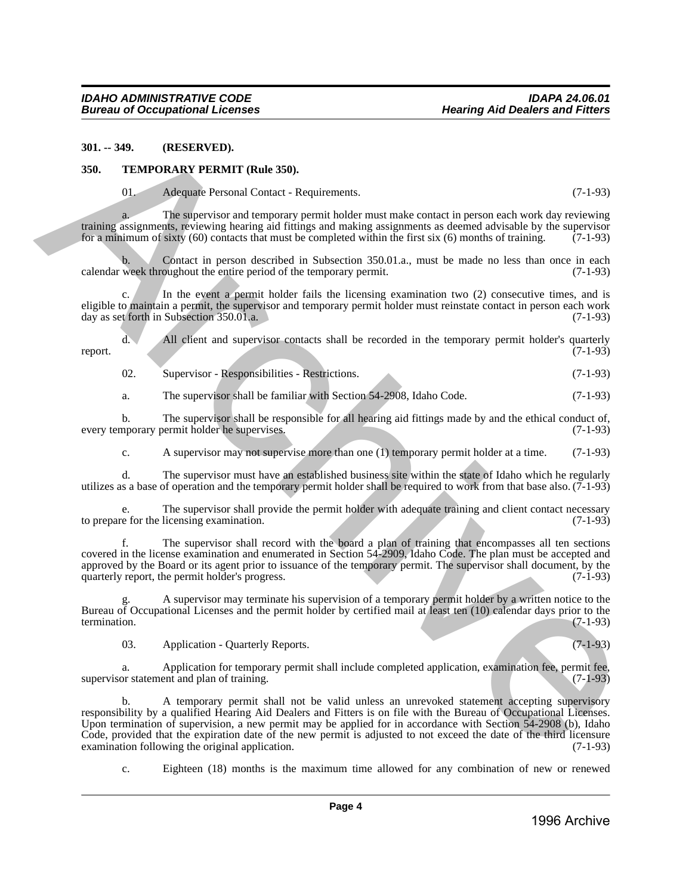**301. -- 349. (RESERVED).**

**350. TEMPORARY PERMIT (Rule 350).**

01. Adequate Personal Contact - Requirements. (7-1-93)

a. The supervisor and temporary permit holder must make contact in person each work day reviewing training assignments, reviewing hearing aid fittings and making assignments as deemed advisable by the supervisor for a minimum of sixty (60) contacts that must be completed within the first six (6) months of training. (7-1-93)

b. Contact in person described in Subsection 350.01.a., must be made no less than once in each calendar week throughout the entire period of the temporary permit. (7-1-93)

c. In the event a permit holder fails the licensing examination two (2) consecutive times, and is eligible to maintain a permit, the supervisor and temporary permit holder must reinstate contact in person each work day as set forth in Subsection 350.01.a. (7-1-93)

d. All client and supervisor contacts shall be recorded in the temporary permit holder's quarterly report. (7-1-93)

02. Supervisor - Responsibilities - Restrictions. (7-1-93)

a. The supervisor shall be familiar with Section 54-2908, Idaho Code. (7-1-93)

b. The supervisor shall be responsible for all hearing aid fittings made by and the ethical conduct of, every temporary permit holder he supervises. (7-1-93)

c. A supervisor may not supervise more than one (1) temporary permit holder at a time. (7-1-93)

d. The supervisor must have an established business site within the state of Idaho which he regularly utilizes as a base of operation and the temporary permit holder shall be required to work from that base also. (7-1-93)

e. The supervisor shall provide the permit holder with adequate training and client contact necessary to prepare for the licensing examination. (7-1-93)

f. The supervisor shall record with the board a plan of training that encompasses all ten sections covered in the license examination and enumerated in Section 54-2909, Idaho Code. The plan must be accepted and approved by the Board or its agent prior to issuance of the temporary permit. The supervisor shall document, by the quarterly report, the permit holder's progress. (7-1-93)

g. A supervisor may terminate his supervision of a temporary permit holder by a written notice to the Bureau of Occupational Licenses and the permit holder by certified mail at least ten (10) calendar days prior to the termination. (7-1-93)

03. Application - Quarterly Reports. (7-1-93)

a. Application for temporary permit shall include completed application, examination fee, permit fee, supervisor statement and plan of training. (7-1-93)

b. A temporary permit shall not be valid unless an unrevoked statement accepting supervisory responsibility by a qualified Hearing Aid Dealers and Fitters is on file with the Bureau of Occupational Licenses. Upon termination of supervision, a new permit may be applied for in accordance with Section 54-2908 (b), Idaho Code, provided that the expiration date of the new permit is adjusted to not exceed the date of the third licensure examination following the original application. (7-1-93)

c. Eighteen (18) months is the maximum time allowed for any combination of new or renewed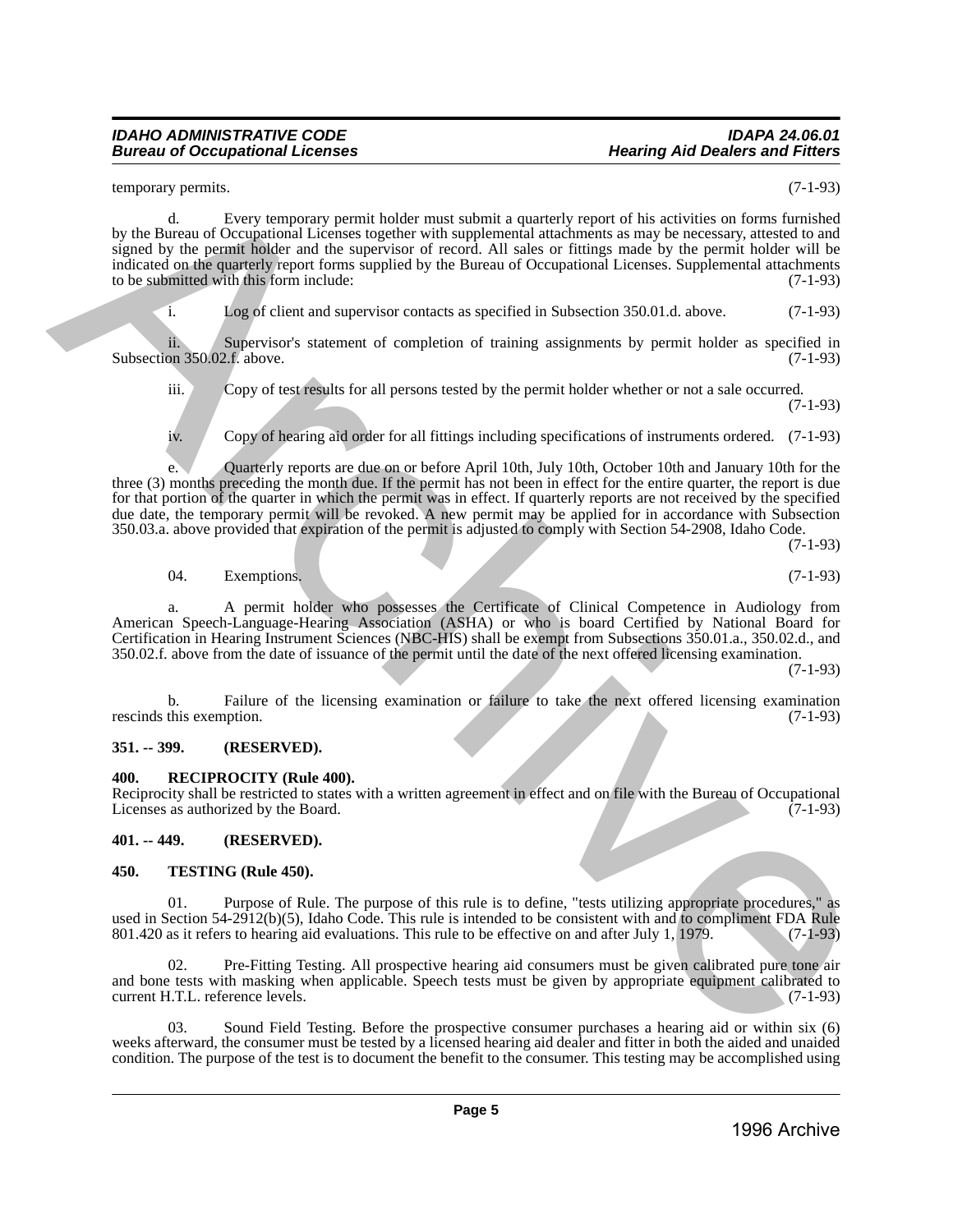temporary permits. (7-1-93)

d. Every temporary permit holder must submit a quarterly report of his activities on forms furnished by the Bureau of Occupational Licenses together with supplemental attachments as may be necessary, attested to and signed by the permit holder and the supervisor of record. All sales or fittings made by the permit holder will be indicated on the quarterly report forms supplied by the Bureau of Occupational Licenses. Supplemental attachments to be submitted with this form include: (7-1-93)

i. Log of client and supervisor contacts as specified in Subsection 350.01.d. above. (7-1-93)

ii. Supervisor's statement of completion of training assignments by permit holder as specified in Subsection 350.02.f. above. (7-1-93)

iii. Copy of test results for all persons tested by the permit holder whether or not a sale occurred. (7-1-93)

iv. Copy of hearing aid order for all fittings including specifications of instruments ordered. (7-1-93)

e. Quarterly reports are due on or before April 10th, July 10th, October 10th and January 10th for the three (3) months preceding the month due. If the permit has not been in effect for the entire quarter, the report is due for that portion of the quarter in which the permit was in effect. If quarterly reports are not received by the specified due date, the temporary permit will be revoked. A new permit may be applied for in accordance with Subsection 350.03.a. above provided that expiration of the permit is adjusted to comply with Section 54-2908, Idaho Code. (7-1-93)

04. Exemptions. (7-1-93)

a. A permit holder who possesses the Certificate of Clinical Competence in Audiology from American Speech-Language-Hearing Association (ASHA) or who is board Certified by National Board for Certification in Hearing Instrument Sciences (NBC-HIS) shall be exempt from Subsections 350.01.a., 350.02.d., and 350.02.f. above from the date of issuance of the permit until the date of the next offered licensing examination. (7-1-93)

b. Failure of the licensing examination or failure to take the next offered licensing examination rescinds this exemption. (7-1-93)

**351. -- 399. (RESERVED).**

**400. RECIPROCITY (Rule 400).**

Reciprocity shall be restricted to states with a written agreement in effect and on file with the Bureau of Occupational Licenses as authorized by the Board. (7-1-93)

**401. -- 449. (RESERVED).**

**450. TESTING (Rule 450).**

01. Purpose of Rule. The purpose of this rule is to define, "tests utilizing appropriate procedures," as used in Section 54-2912(b)(5), Idaho Code. This rule is intended to be consistent with and to compliment FDA Rule 801.420 as it refers to hearing aid evaluations. This rule to be effective on and after July 1, 1979. (7-1-93)

02. Pre-Fitting Testing. All prospective hearing aid consumers must be given calibrated pure tone air and bone tests with masking when applicable. Speech tests must be given by appropriate equipment calibrated to current H.T.L. reference levels. (7-1-93)

03. Sound Field Testing. Before the prospective consumer purchases a hearing aid or within six (6) weeks afterward, the consumer must be tested by a licensed hearing aid dealer and fitter in both the aided and unaided condition. The purpose of the test is to document the benefit to the consumer. This testing may be accomplished using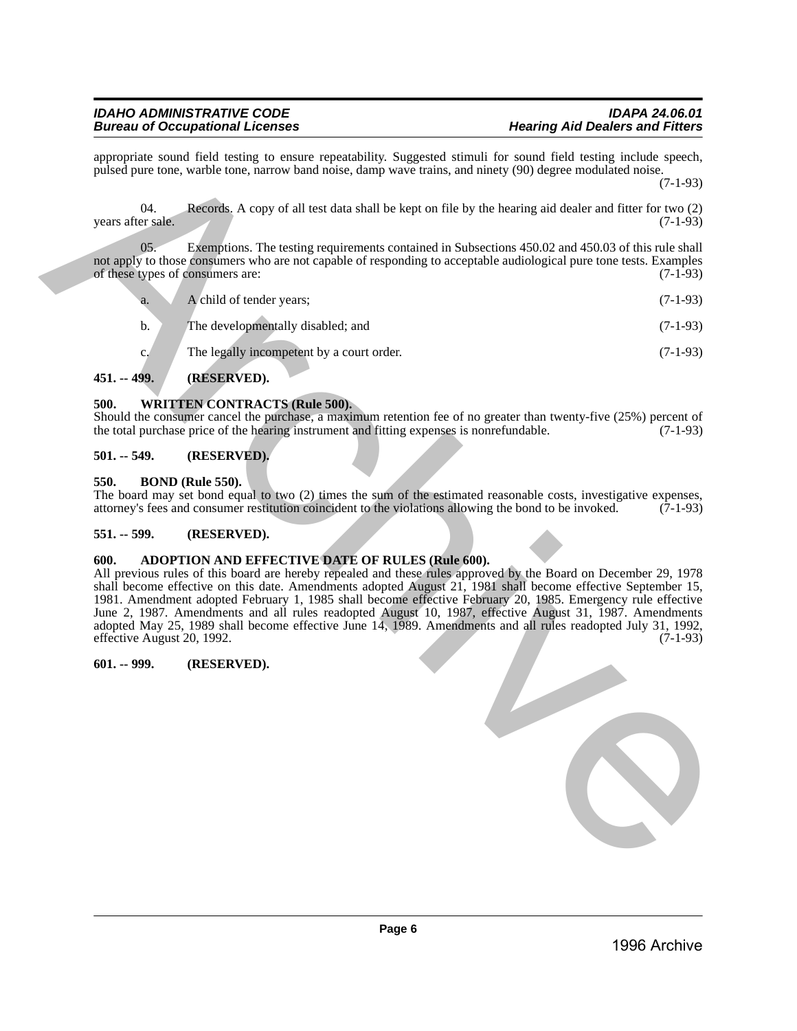appropriate sound field testing to ensure repeatability. Suggested stimuli for sound field testing include speech, pulsed pure tone, warble tone, narrow band noise, damp wave trains, and ninety (90) degree modulated noise. (7-1-93)

04. Records. A copy of all test data shall be kept on file by the hearing aid dealer and fitter for two (2) years after sale. (7-1-93)

05. Exemptions. The testing requirements contained in Subsections 450.02 and 450.03 of this rule shall not apply to those consumers who are not capable of responding to acceptable audiological pure tone tests. Examples of these types of consumers are: (7-1-93)

a. A child of tender years; (7-1-93)

b. The developmentally disabled; and (7-1-93)

c. The legally incompetent by a court order. (7-1-93)

**451. -- 499. (RESERVED).**

**500. WRITTEN CONTRACTS (Rule 500).**

Should the consumer cancel the purchase, a maximum retention fee of no greater than twenty-five (25%) percent of the total purchase price of the hearing instrument and fitting expenses is nonrefundable. (7-1-93)

**501. -- 549. (RESERVED).**

**550. BOND (Rule 550).**

The board may set bond equal to two (2) times the sum of the estimated reasonable costs, investigative expenses, attorney's fees and consumer restitution coincident to the violations allowing the bond to be invoked. (7-1-93)

**551. -- 599. (RESERVED).**

**600. ADOPTION AND EFFECTIVE DATE OF RULES (Rule 600).**

All previous rules of this board are hereby repealed and these rules approved by the Board on December 29, 1978 shall become effective on this date. Amendments adopted August 21, 1981 shall become effective September 15, 1981. Amendment adopted February 1, 1985 shall become effective February 20, 1985. Emergency rule effective June 2, 1987. Amendments and all rules readopted August 10, 1987, effective August 31, 1987. Amendments adopted May 25, 1989 shall become effective June 14, 1989. Amendments and all rules readopted July 31, 1992, effective August 20, 1992. (7-1-93)

**601. -- 999. (RESERVED).**